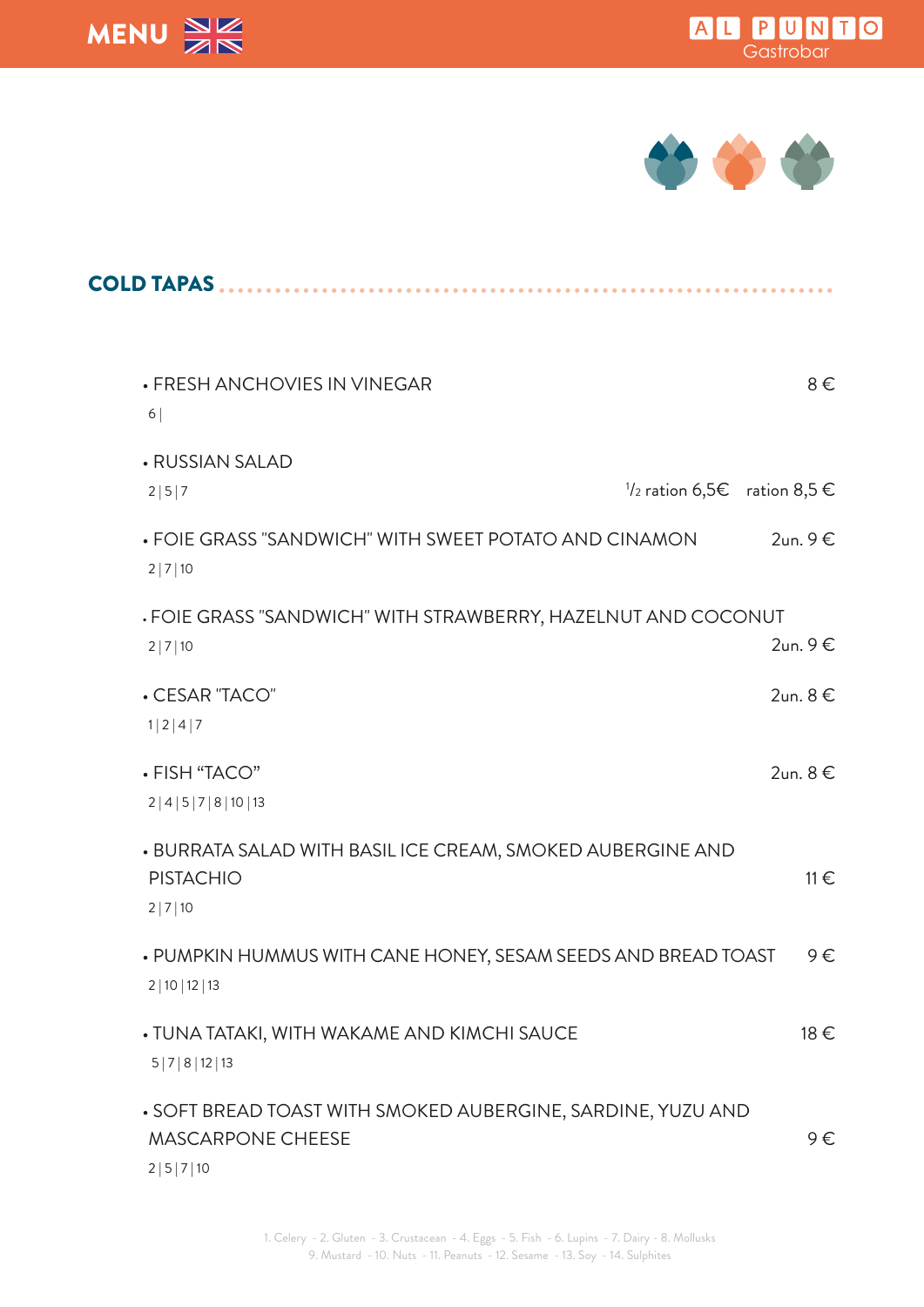MENU

AL PUNTO Gastrobar

## COLD TAPAS

- FRESH ANCHOVIES IN VINEGAR — 8 €
  6 |

- RUSSIAN SALAD — ½ ration 6,5€ ration 8,5 €
  2 | 5 | 7

- FOIE GRASS "SANDWICH" WITH SWEET POTATO AND CINAMON — 2un. 9 €
  2 | 7 | 10

- FOIE GRASS "SANDWICH" WITH STRAWBERRY, HAZELNUT AND COCONUT — 2un. 9 €
  2 | 7 | 10

- CESAR "TACO" — 2un. 8 €
  1 | 2 | 4 | 7

- FISH "TACO" — 2un. 8 €
  2 | 4 | 5 | 7 | 8 | 10 | 13

- BURRATA SALAD WITH BASIL ICE CREAM, SMOKED AUBERGINE AND PISTACHIO — 11 €
  2 | 7 | 10

- PUMPKIN HUMMUS WITH CANE HONEY, SESAM SEEDS AND BREAD TOAST — 9 €
  2 | 10 | 12 | 13

- TUNA TATAKI, WITH WAKAME AND KIMCHI SAUCE — 18 €
  5 | 7 | 8 | 12 | 13

- SOFT BREAD TOAST WITH SMOKED AUBERGINE, SARDINE, YUZU AND MASCARPONE CHEESE — 9 €
  2 | 5 | 7 | 10

1. Celery - 2. Gluten - 3. Crustacean - 4. Eggs - 5. Fish - 6. Lupins - 7. Dairy - 8. Mollusks
9. Mustard - 10. Nuts - 11. Peanuts - 12. Sesame - 13. Soy - 14. Sulphites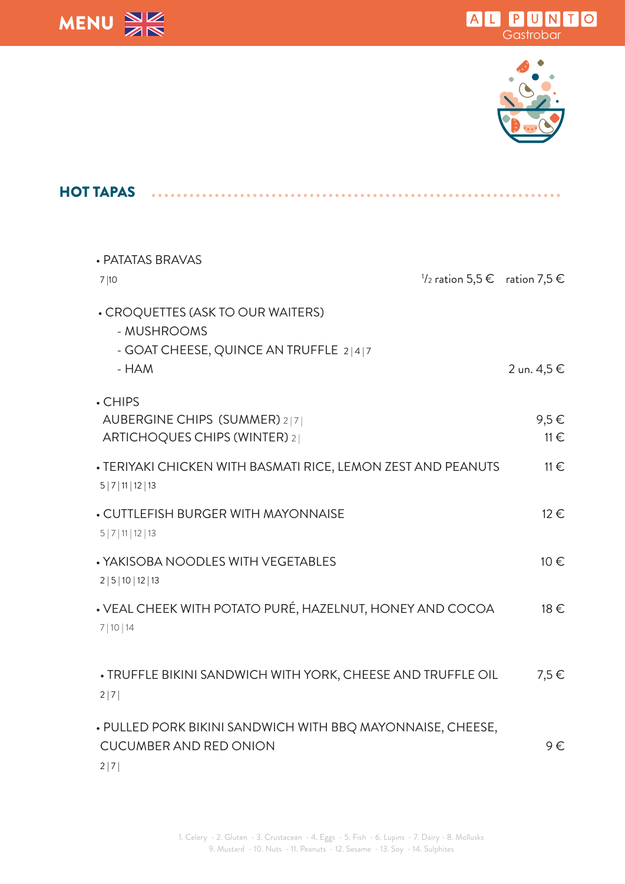MENU

AL PUNTO Gastrobar

## HOT TAPAS

- PATATAS BRAVAS
  7 |10 — ½ ration 5,5 € ration 7,5 €

- CROQUETTES (ASK TO OUR WAITERS)
  - MUSHROOMS
  - GOAT CHEESE, QUINCE AN TRUFFLE 2 | 4 | 7
  - HAM — 2 un. 4,5 €

- CHIPS
  AUBERGINE CHIPS (SUMMER) 2 | 7 | — 9,5 €
  ARTICHOQUES CHIPS (WINTER) 2 | — 11 €

- TERIYAKI CHICKEN WITH BASMATI RICE, LEMON ZEST AND PEANUTS — 11 €
  5 | 7 | 11 | 12 | 13

- CUTTLEFISH BURGER WITH MAYONNAISE — 12 €
  5 | 7 | 11 | 12 | 13

- YAKISOBA NOODLES WITH VEGETABLES — 10 €
  2 | 5 | 10 | 12 | 13

- VEAL CHEEK WITH POTATO PURÉ, HAZELNUT, HONEY AND COCOA — 18 €
  7 | 10 | 14

- TRUFFLE BIKINI SANDWICH WITH YORK, CHEESE AND TRUFFLE OIL — 7,5 €
  2 | 7 |

- PULLED PORK BIKINI SANDWICH WITH BBQ MAYONNAISE, CHEESE, CUCUMBER AND RED ONION — 9 €
  2 | 7 |

1. Celery - 2. Gluten - 3. Crustacean - 4. Eggs - 5. Fish - 6. Lupins - 7. Dairy - 8. Mollusks
9. Mustard - 10. Nuts - 11. Peanuts - 12. Sesame - 13. Soy - 14. Sulphites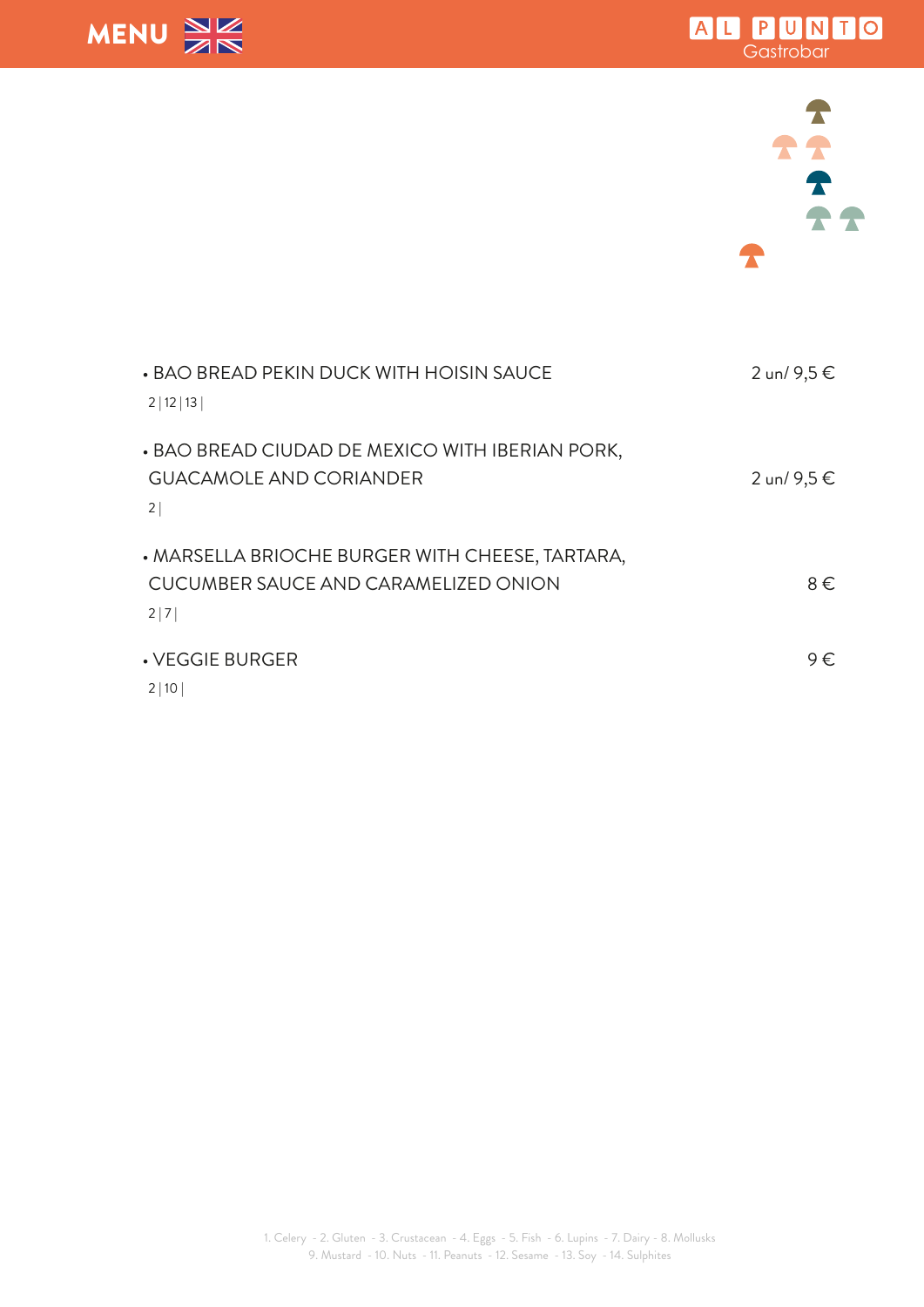- BAO BREAD PEKIN DUCK WITH HOISIN SAUCE — 2 un/ 9,5 €
  2 | 12 | 13 |

- BAO BREAD CIUDAD DE MEXICO WITH IBERIAN PORK, GUACAMOLE AND CORIANDER — 2 un/ 9,5 €
  2 |

- MARSELLA BRIOCHE BURGER WITH CHEESE, TARTARA, CUCUMBER SAUCE AND CARAMELIZED ONION — 8 €
  2 | 7 |

- VEGGIE BURGER — 9 €
  2 | 10 |

1. Celery - 2. Gluten - 3. Crustacean - 4. Eggs - 5. Fish - 6. Lupins - 7. Dairy - 8. Mollusks
9. Mustard - 10. Nuts - 11. Peanuts - 12. Sesame - 13. Soy - 14. Sulphites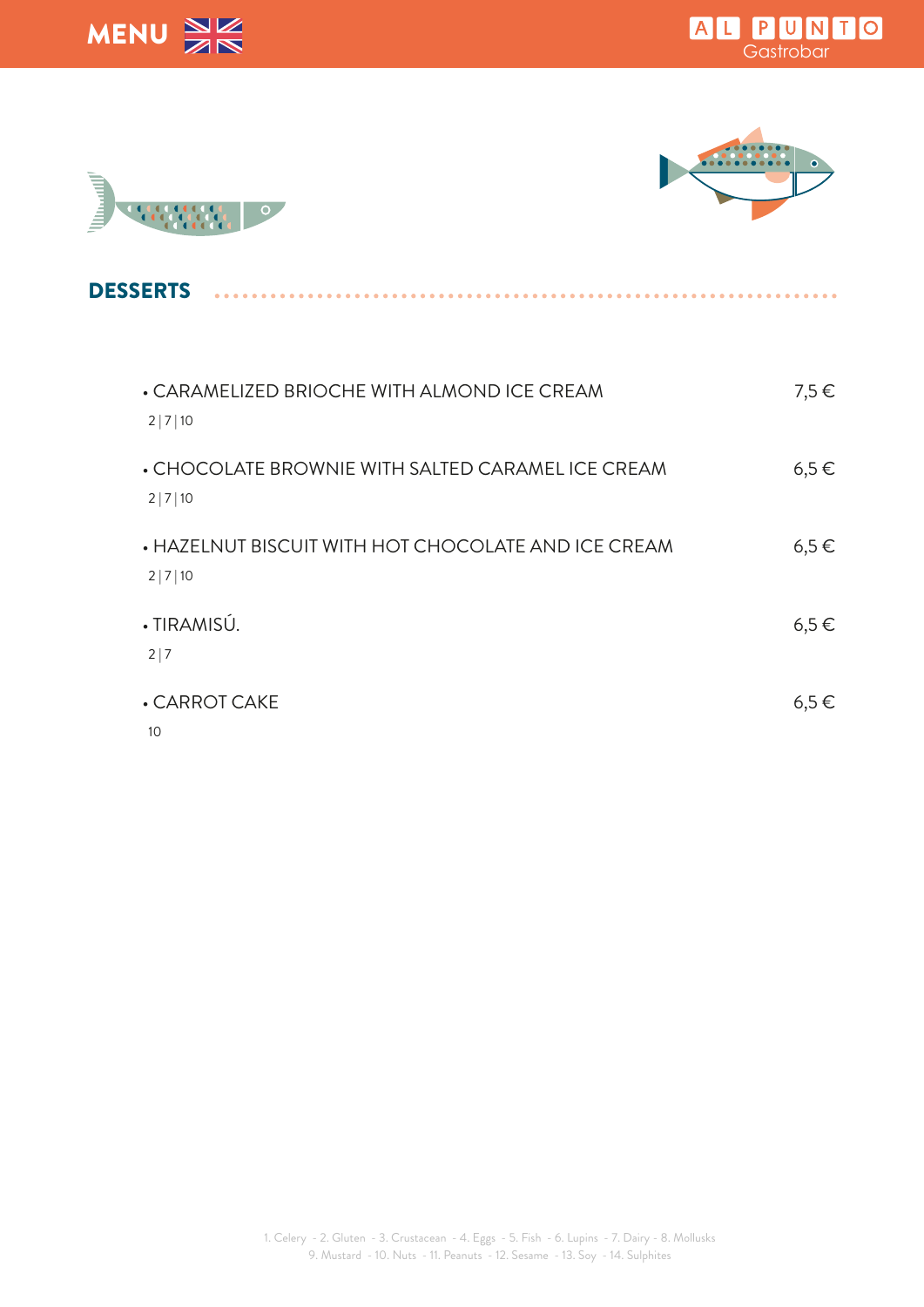# MENU

## DESSERTS

- CARAMELIZED BRIOCHE WITH ALMOND ICE CREAM — 7,5 €
  2 | 7 | 10
- CHOCOLATE BROWNIE WITH SALTED CARAMEL ICE CREAM — 6,5 €
  2 | 7 | 10
- HAZELNUT BISCUIT WITH HOT CHOCOLATE AND ICE CREAM — 6,5 €
  2 | 7 | 10
- TIRAMISÚ. — 6,5 €
  2 | 7
- CARROT CAKE — 6,5 €
  10

1. Celery - 2. Gluten - 3. Crustacean - 4. Eggs - 5. Fish - 6. Lupins - 7. Dairy - 8. Mollusks
9. Mustard - 10. Nuts - 11. Peanuts - 12. Sesame - 13. Soy - 14. Sulphites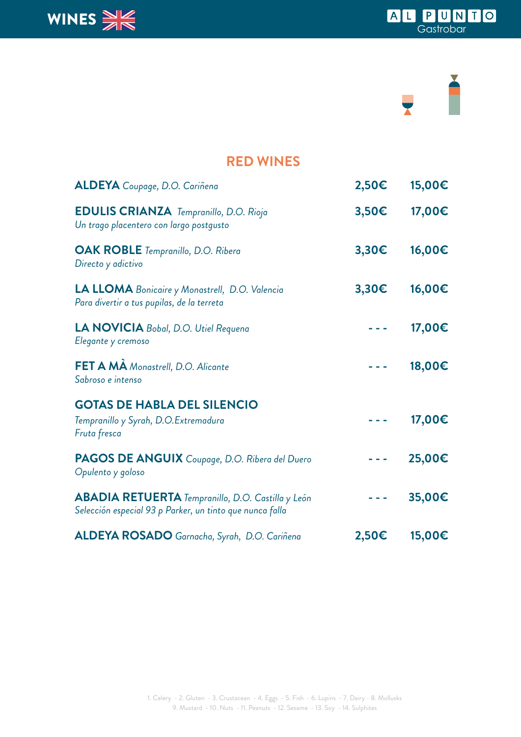# WINES

AL PUNTO Gastrobar

## RED WINES

| Wine | Glass | Bottle |
|---|---|---|
| **ALDEYA** *Coupage, D.O. Cariñena* | 2,50€ | 15,00€ |
| **EDULIS CRIANZA** *Tempranillo, D.O. Rioja*<br>*Un trago placentero con largo postgusto* | 3,50€ | 17,00€ |
| **OAK ROBLE** *Tempranillo, D.O. Ribera*<br>*Directo y adictivo* | 3,30€ | 16,00€ |
| **LA LLOMA** *Bonicaire y Monastrell, D.O. Valencia*<br>*Para divertir a tus pupilas, de la terreta* | 3,30€ | 16,00€ |
| **LA NOVICIA** *Bobal, D.O. Utiel Requena*<br>*Elegante y cremoso* | - - - | 17,00€ |
| **FET A MÀ** *Monastrell, D.O. Alicante*<br>*Sabroso e intenso* | - - - | 18,00€ |
| **GOTAS DE HABLA DEL SILENCIO**<br>*Tempranillo y Syrah, D.O.Extremadura*<br>*Fruta fresca* | - - - | 17,00€ |
| **PAGOS DE ANGUIX** *Coupage, D.O. Ribera del Duero*<br>*Opulento y goloso* | - - - | 25,00€ |
| **ABADIA RETUERTA** *Tempranillo, D.O. Castilla y León*<br>*Selección especial 93 p Parker, un tinto que nunca falla* | - - - | 35,00€ |
| **ALDEYA ROSADO** *Garnacha, Syrah, D.O. Cariñena* | 2,50€ | 15,00€ |

1. Celery - 2. Gluten - 3. Crustacean - 4. Eggs - 5. Fish - 6. Lupins - 7. Dairy - 8. Mollusks
9. Mustard - 10. Nuts - 11. Peanuts - 12. Sesame - 13. Soy - 14. Sulphites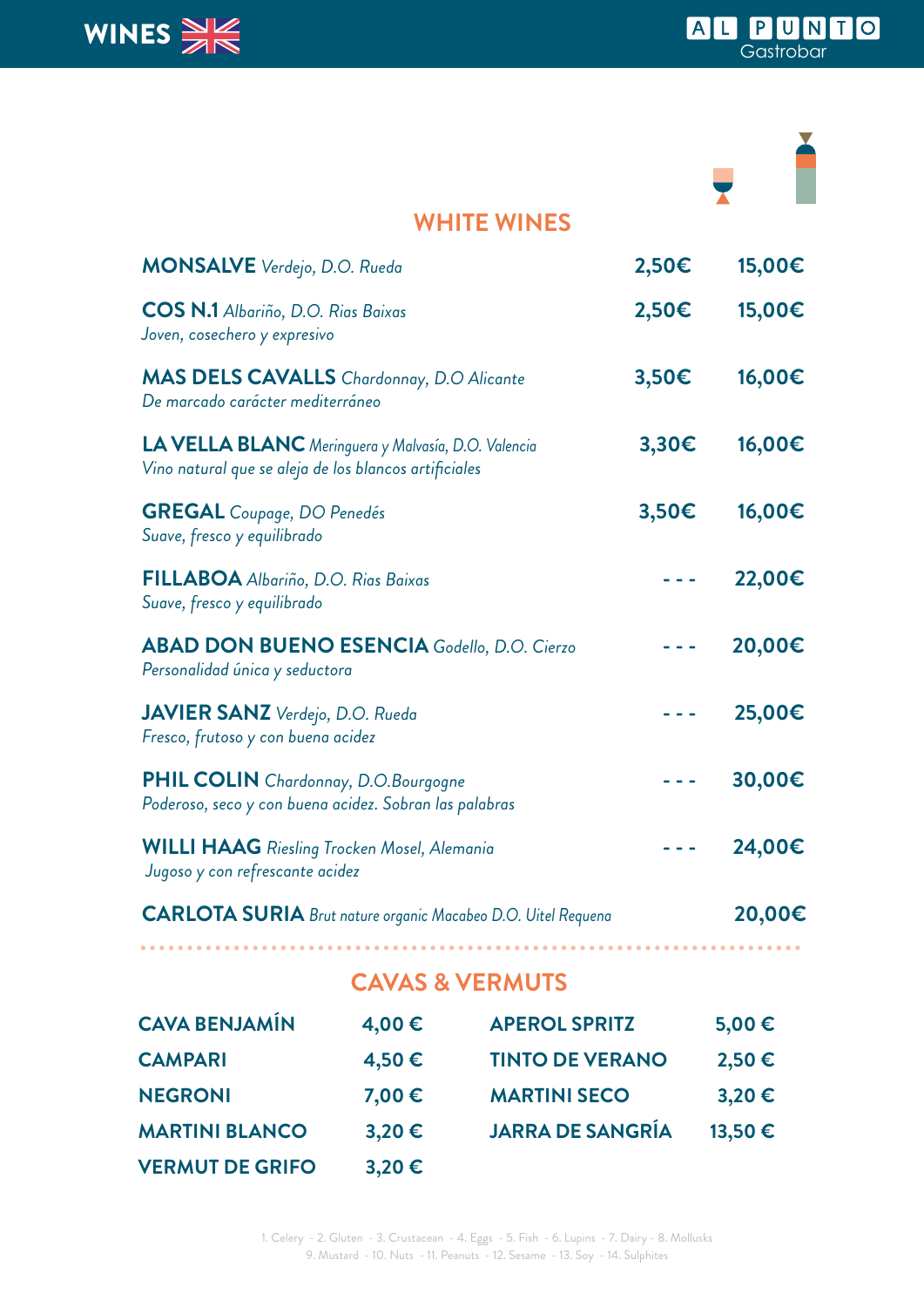# WINES

## WHITE WINES

| Wine | Glass | Bottle |
|---|---|---|
| **MONSALVE** *Verdejo, D.O. Rueda* | 2,50€ | 15,00€ |
| **COS N.1** *Albariño, D.O. Rias Baixas*<br>*Joven, cosechero y expresivo* | 2,50€ | 15,00€ |
| **MAS DELS CAVALLS** *Chardonnay, D.O Alicante*<br>*De marcado carácter mediterráneo* | 3,50€ | 16,00€ |
| **LA VELLA BLANC** *Meringuera y Malvasía, D.O. Valencia*<br>*Vino natural que se aleja de los blancos artificiales* | 3,30€ | 16,00€ |
| **GREGAL** *Coupage, DO Penedés*<br>*Suave, fresco y equilibrado* | 3,50€ | 16,00€ |
| **FILLABOA** *Albariño, D.O. Rias Baixas*<br>*Suave, fresco y equilibrado* | - - - | 22,00€ |
| **ABAD DON BUENO ESENCIA** *Godello, D.O. Cierzo*<br>*Personalidad única y seductora* | - - - | 20,00€ |
| **JAVIER SANZ** *Verdejo, D.O. Rueda*<br>*Fresco, frutoso y con buena acidez* | - - - | 25,00€ |
| **PHIL COLIN** *Chardonnay, D.O.Bourgogne*<br>*Poderoso, seco y con buena acidez. Sobran las palabras* | - - - | 30,00€ |
| **WILLI HAAG** *Riesling Trocken Mosel, Alemania*<br>*Jugoso y con refrescante acidez* | - - - | 24,00€ |
| **CARLOTA SURIA** *Brut nature organic Macabeo D.O. Uitel Requena* | | 20,00€ |

## CAVAS & VERMUTS

| Item | Price | Item | Price |
|---|---|---|---|
| CAVA BENJAMÍN | 4,00 € | APEROL SPRITZ | 5,00 € |
| CAMPARI | 4,50 € | TINTO DE VERANO | 2,50 € |
| NEGRONI | 7,00 € | MARTINI SECO | 3,20 € |
| MARTINI BLANCO | 3,20 € | JARRA DE SANGRÍA | 13,50 € |
| VERMUT DE GRIFO | 3,20 € | | |

1. Celery - 2. Gluten - 3. Crustacean - 4. Eggs - 5. Fish - 6. Lupins - 7. Dairy - 8. Mollusks
9. Mustard - 10. Nuts - 11. Peanuts - 12. Sesame - 13. Soy - 14. Sulphites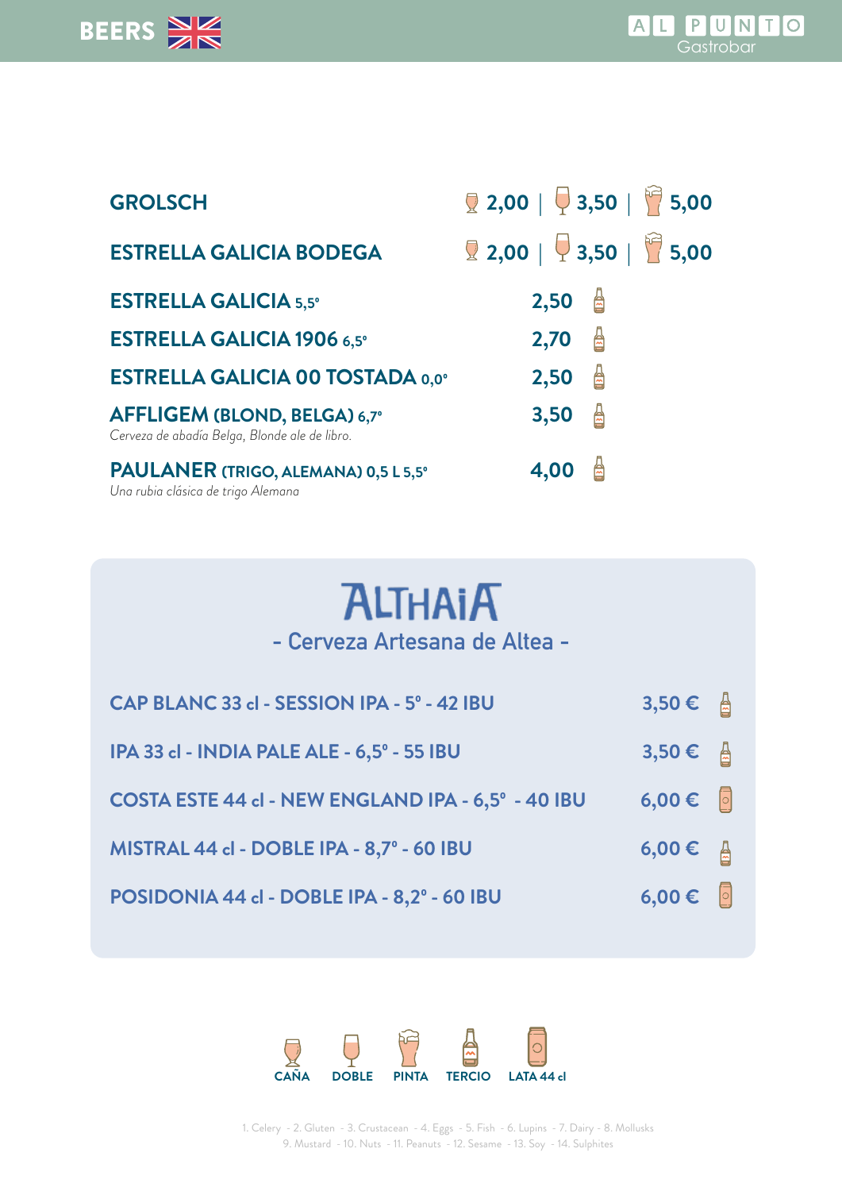# BEERS

| | Caña | Doble | Pinta |
|---|---|---|---|
| **GROLSCH** | 2,00 | 3,50 | 5,00 |
| **ESTRELLA GALICIA BODEGA** | 2,00 | 3,50 | 5,00 |

| | Tercio |
|---|---|
| **ESTRELLA GALICIA** 5,5º | 2,50 |
| **ESTRELLA GALICIA 1906** 6,5º | 2,70 |
| **ESTRELLA GALICIA 00 TOSTADA** 0,0º | 2,50 |
| **AFFLIGEM (BLOND, BELGA)** 6,7º<br>*Cerveza de abadía Belga, Blonde ale de libro.* | 3,50 |
| **PAULANER (TRIGO, ALEMANA) 0,5 L 5,5º**<br>*Una rubia clásica de trigo Alemana* | 4,00 |

## ALTHAIA

### - Cerveza Artesana de Altea -

| | Precio | Formato |
|---|---|---|
| CAP BLANC 33 cl - SESSION IPA - 5º - 42 IBU | 3,50 € | Tercio |
| IPA 33 cl - INDIA PALE ALE - 6,5º - 55 IBU | 3,50 € | Tercio |
| COSTA ESTE 44 cl - NEW ENGLAND IPA - 6,5º - 40 IBU | 6,00 € | Lata 44 cl |
| MISTRAL 44 cl - DOBLE IPA - 8,7º - 60 IBU | 6,00 € | Tercio |
| POSIDONIA 44 cl - DOBLE IPA - 8,2º - 60 IBU | 6,00 € | Lata 44 cl |

CAÑA · DOBLE · PINTA · TERCIO · LATA 44 cl

1. Celery - 2. Gluten - 3. Crustacean - 4. Eggs - 5. Fish - 6. Lupins - 7. Dairy - 8. Mollusks
9. Mustard - 10. Nuts - 11. Peanuts - 12. Sesame - 13. Soy - 14. Sulphites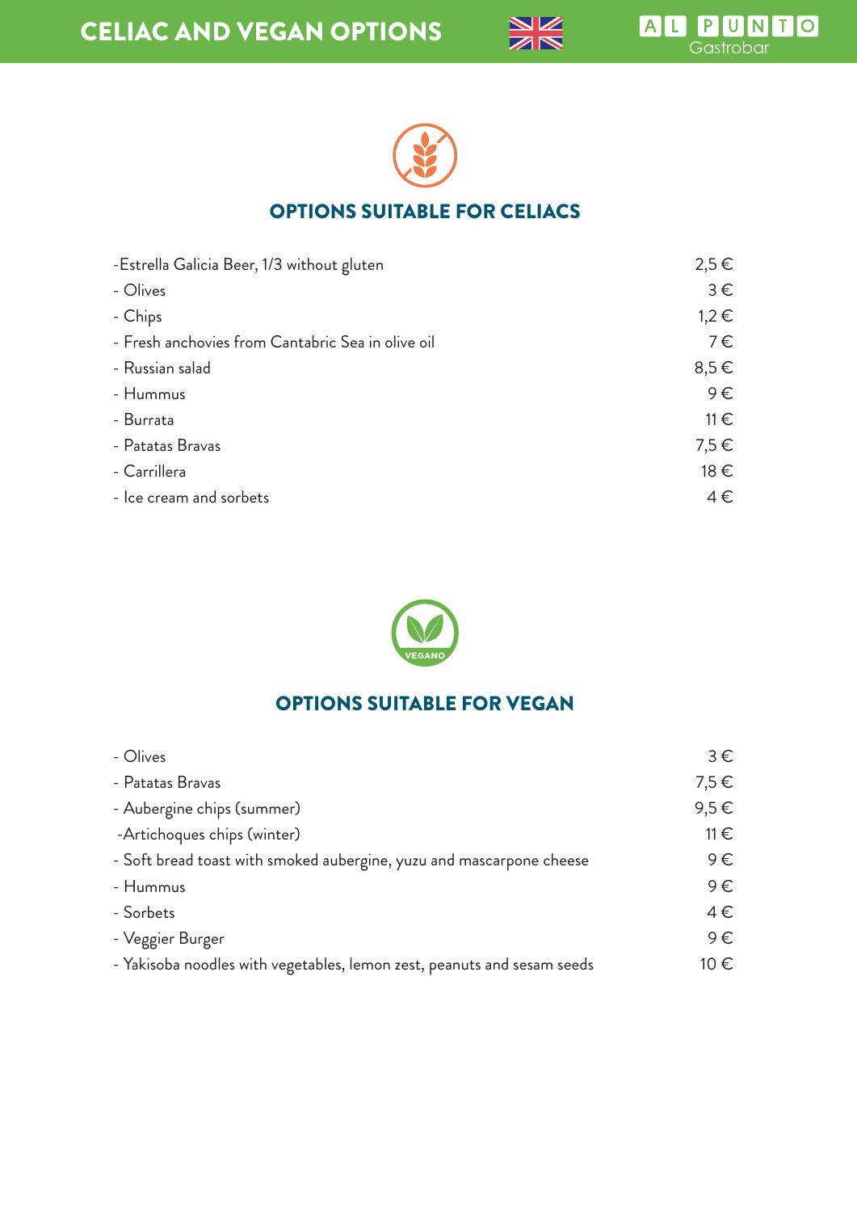# CELIAC AND VEGAN OPTIONS

AL PUNTO Gastrobar

## OPTIONS SUITABLE FOR CELIACS

| Item | Price |
|---|---|
| -Estrella Galicia Beer, 1/3 without gluten | 2,5 € |
| - Olives | 3 € |
| - Chips | 1,2 € |
| - Fresh anchovies from Cantabric Sea in olive oil | 7 € |
| - Russian salad | 8,5 € |
| - Hummus | 9 € |
| - Burrata | 11 € |
| - Patatas Bravas | 7,5 € |
| - Carrillera | 18 € |
| - Ice cream and sorbets | 4 € |

VEGANO

## OPTIONS SUITABLE FOR VEGAN

| Item | Price |
|---|---|
| - Olives | 3 € |
| - Patatas Bravas | 7,5 € |
| - Aubergine chips (summer) | 9,5 € |
| -Artichoques chips (winter) | 11 € |
| - Soft bread toast with smoked aubergine, yuzu and mascarpone cheese | 9 € |
| - Hummus | 9 € |
| - Sorbets | 4 € |
| - Veggier Burger | 9 € |
| - Yakisoba noodles with vegetables, lemon zest, peanuts and sesam seeds | 10 € |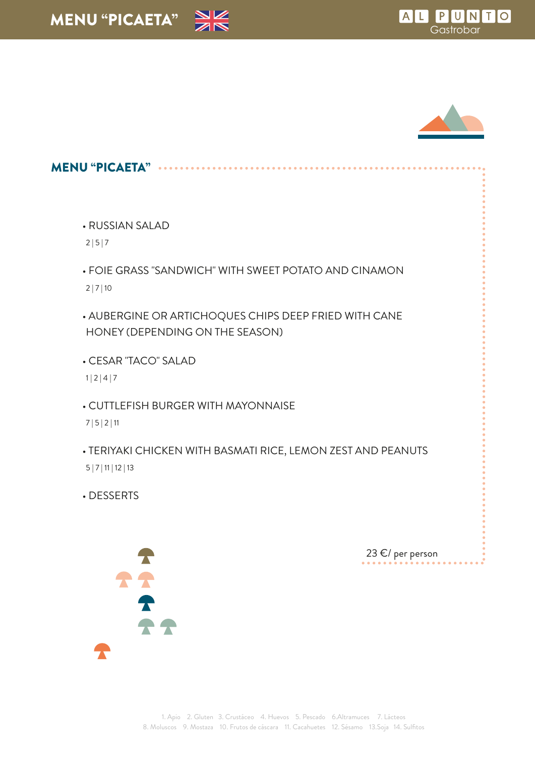## MENU "PICAETA"

- RUSSIAN SALAD
  2 | 5 | 7
- FOIE GRASS "SANDWICH" WITH SWEET POTATO AND CINAMON
  2 | 7 | 10
- AUBERGINE OR ARTICHOQUES CHIPS DEEP FRIED WITH CANE HONEY (DEPENDING ON THE SEASON)
- CESAR "TACO" SALAD
  1 | 2 | 4 | 7
- CUTTLEFISH BURGER WITH MAYONNAISE
  7 | 5 | 2 | 11
- TERIYAKI CHICKEN WITH BASMATI RICE, LEMON ZEST AND PEANUTS
  5 | 7 | 11 | 12 | 13
- DESSERTS

23 €/ per person

1. Apio 2. Gluten 3. Crustáceo 4. Huevos 5. Pescado 6.Altramuces 7. Lácteos
8. Moluscos 9. Mostaza 10. Frutos de cáscara 11. Cacahuetes 12. Sésamo 13.Soja 14. Sulfitos